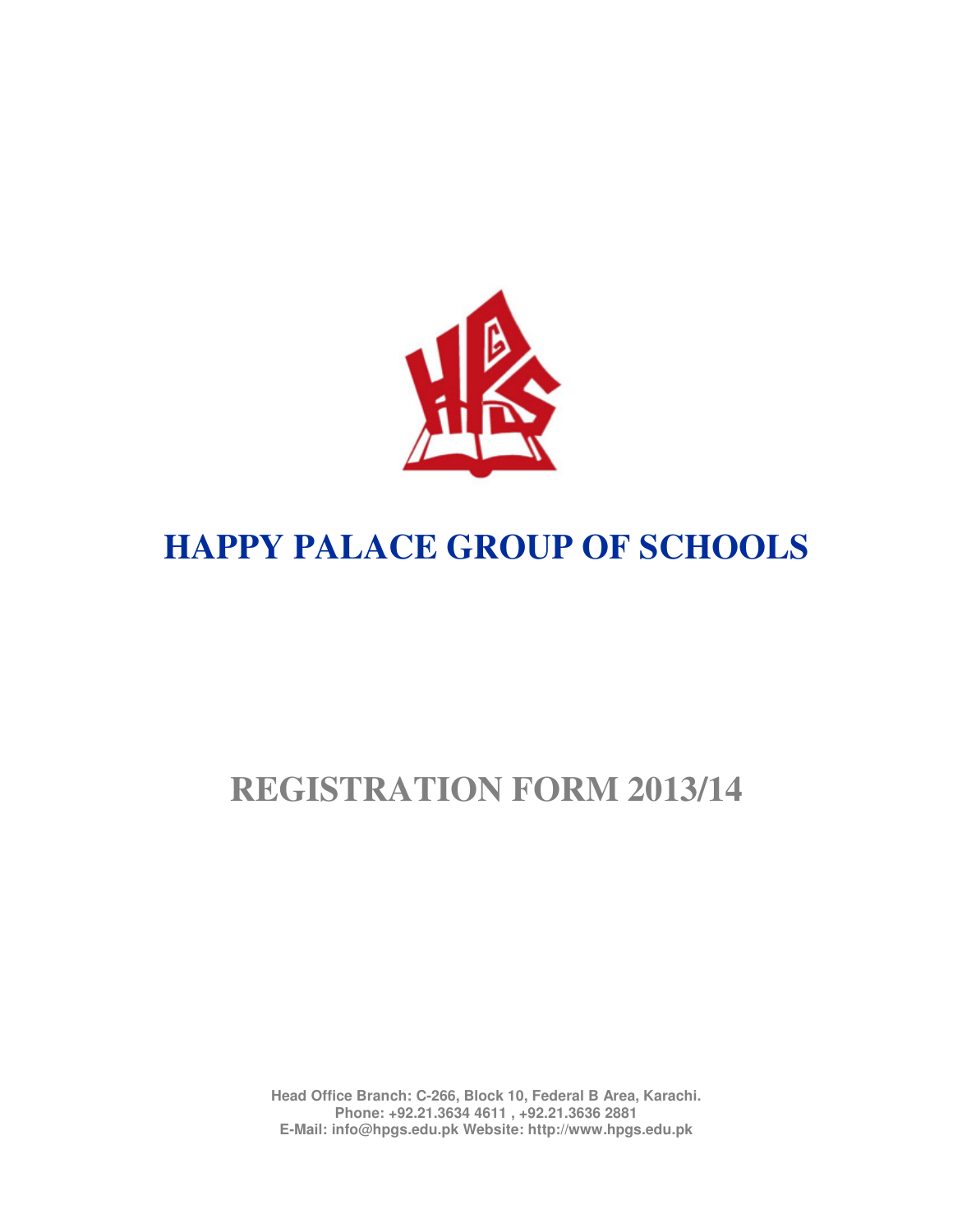# HAPPY PALACE GROUP OF SCHOOLS

## REGISTRATION FORM 2013/14

**Head Office Branch: C-266, Block 10, Federal B Area, Karachi.**
**Phone: +92.21.3634 4611 , +92.21.3636 2881**
**E-Mail: info@hpgs.edu.pk Website: http://www.hpgs.edu.pk**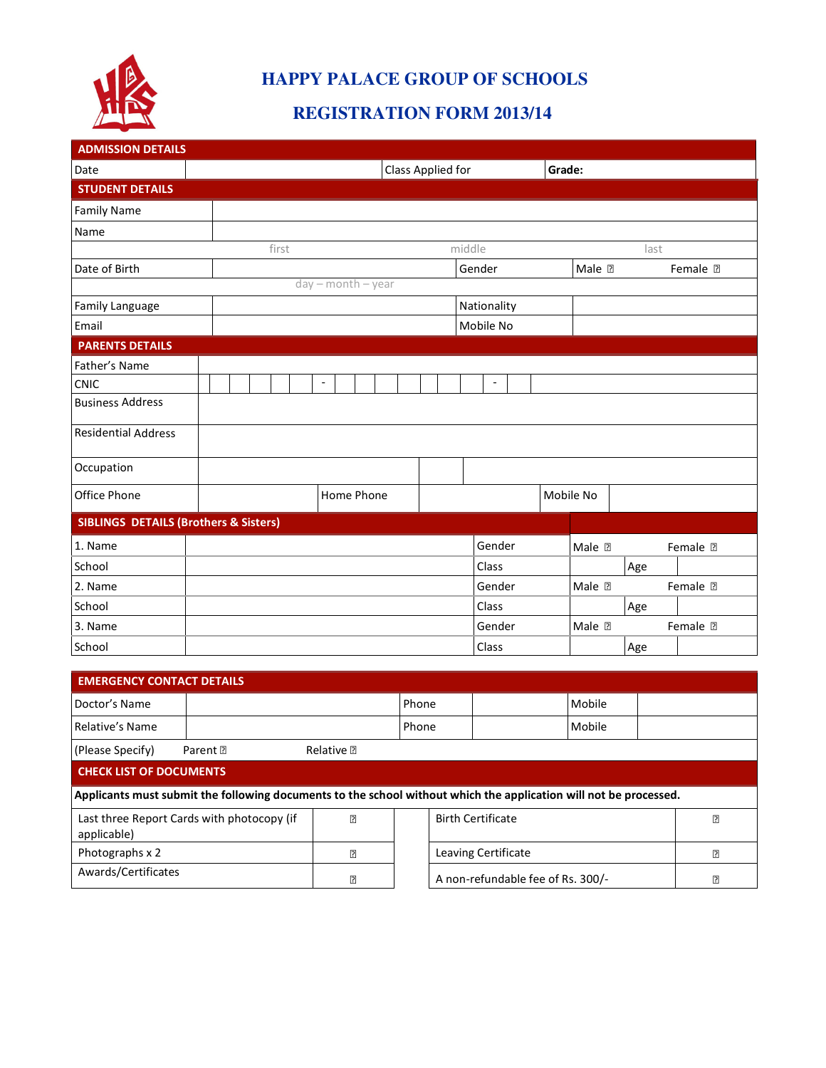# HAPPY PALACE GROUP OF SCHOOLS

## REGISTRATION FORM 2013/14

| | | | | | |
|---|---|---|---|---|---|
| **ADMISSION DETAILS** | | | | | |
| Date | | Class Applied for | | **Grade:** | |
| **STUDENT DETAILS** | | | | | |
| Family Name | | | | | |
| Name | | | | | |
| | first | | middle | | last |
| Date of Birth | | Gender | Male ☐ | | Female ☐ |
| | day – month – year | | | | |
| Family Language | | Nationality | | | |
| Email | | Mobile No | | | |

| | | | | | |
|---|---|---|---|---|---|
| **PARENTS DETAILS** | | | | | |
| Father's Name | | | | | |
| CNIC | _ _ _ _ _ - _ _ _ _ _ _ _ - _ | | | | |
| Business Address | | | | | |
| Residential Address | | | | | |
| Occupation | | | | | |
| Office Phone | | Home Phone | | Mobile No | |

| | | | | | |
|---|---|---|---|---|---|
| **SIBLINGS DETAILS (Brothers & Sisters)** | | | | | |
| 1. Name | | Gender | Male ☐ | | Female ☐ |
| School | | Class | | Age | |
| 2. Name | | Gender | Male ☐ | | Female ☐ |
| School | | Class | | Age | |
| 3. Name | | Gender | Male ☐ | | Female ☐ |
| School | | Class | | Age | |

| | | | | | |
|---|---|---|---|---|---|
| **EMERGENCY CONTACT DETAILS** | | | | | |
| Doctor's Name | | Phone | | Mobile | |
| Relative's Name | | Phone | | Mobile | |
| (Please Specify) | Parent ☐ | Relative ☐ | | | |

| | | | | |
|---|---|---|---|---|
| **CHECK LIST OF DOCUMENTS** | | | | |
| **Applicants must submit the following documents to the school without which the application will not be processed.** | | | | |
| Last three Report Cards with photocopy (if applicable) | ☐ | | Birth Certificate | ☐ |
| Photographs x 2 | ☐ | | Leaving Certificate | ☐ |
| Awards/Certificates | ☐ | | A non-refundable fee of Rs. 300/- | ☐ |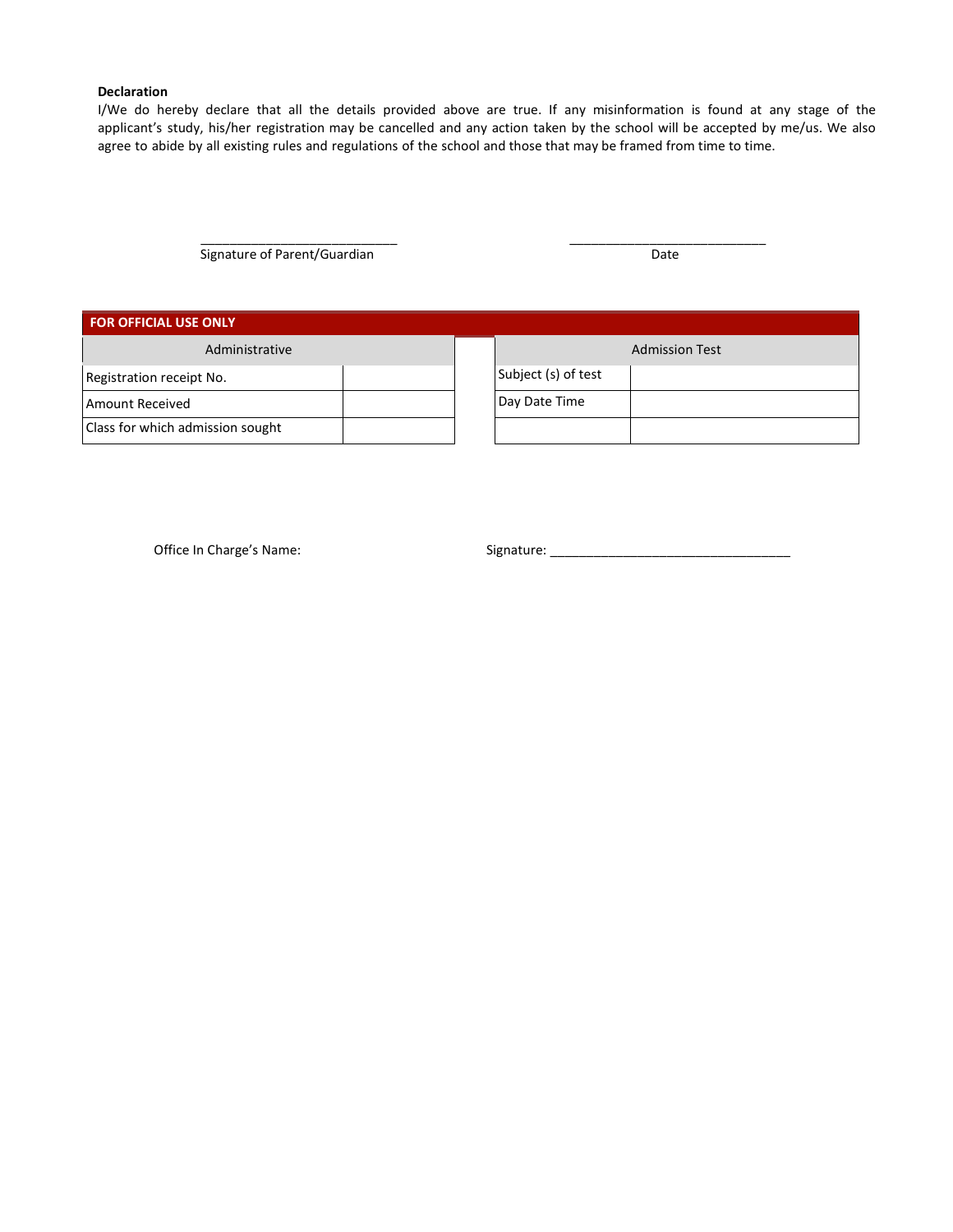**Declaration**

I/We do hereby declare that all the details provided above are true. If any misinformation is found at any stage of the applicant's study, his/her registration may be cancelled and any action taken by the school will be accepted by me/us. We also agree to abide by all existing rules and regulations of the school and those that may be framed from time to time.

\_\_\_\_\_\_\_\_\_\_\_\_\_\_\_\_\_\_\_\_\_\_\_\_\_\_\_\_ Signature of Parent/Guardian

\_\_\_\_\_\_\_\_\_\_\_\_\_\_\_\_\_\_\_\_\_\_\_\_\_\_\_\_ Date

**FOR OFFICIAL USE ONLY**

| Administrative | | | Admission Test | |
|---|---|---|---|---|
| Registration receipt No. | | | Subject (s) of test | |
| Amount Received | | | Day Date Time | |
| Class for which admission sought | | | | |

Office In Charge's Name:

Signature: \_\_\_\_\_\_\_\_\_\_\_\_\_\_\_\_\_\_\_\_\_\_\_\_\_\_\_\_\_\_\_\_\_\_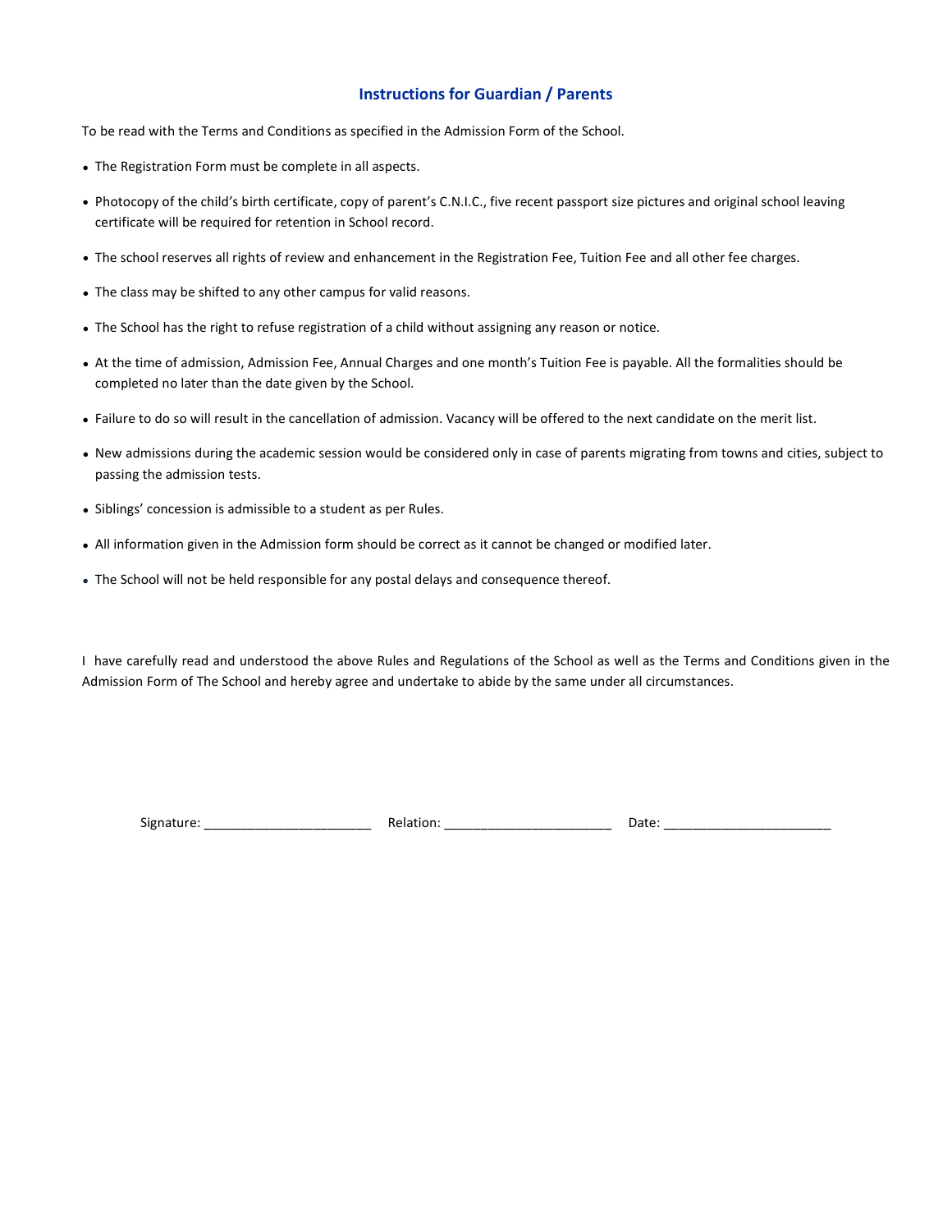## Instructions for Guardian / Parents

To be read with the Terms and Conditions as specified in the Admission Form of the School.

- The Registration Form must be complete in all aspects.
- Photocopy of the child's birth certificate, copy of parent's C.N.I.C., five recent passport size pictures and original school leaving certificate will be required for retention in School record.
- The school reserves all rights of review and enhancement in the Registration Fee, Tuition Fee and all other fee charges.
- The class may be shifted to any other campus for valid reasons.
- The School has the right to refuse registration of a child without assigning any reason or notice.
- At the time of admission, Admission Fee, Annual Charges and one month's Tuition Fee is payable. All the formalities should be completed no later than the date given by the School.
- Failure to do so will result in the cancellation of admission. Vacancy will be offered to the next candidate on the merit list.
- New admissions during the academic session would be considered only in case of parents migrating from towns and cities, subject to passing the admission tests.
- Siblings' concession is admissible to a student as per Rules.
- All information given in the Admission form should be correct as it cannot be changed or modified later.
- The School will not be held responsible for any postal delays and consequence thereof.

I have carefully read and understood the above Rules and Regulations of the School as well as the Terms and Conditions given in the Admission Form of The School and hereby agree and undertake to abide by the same under all circumstances.

Signature: ______________________ Relation: ______________________ Date: ______________________